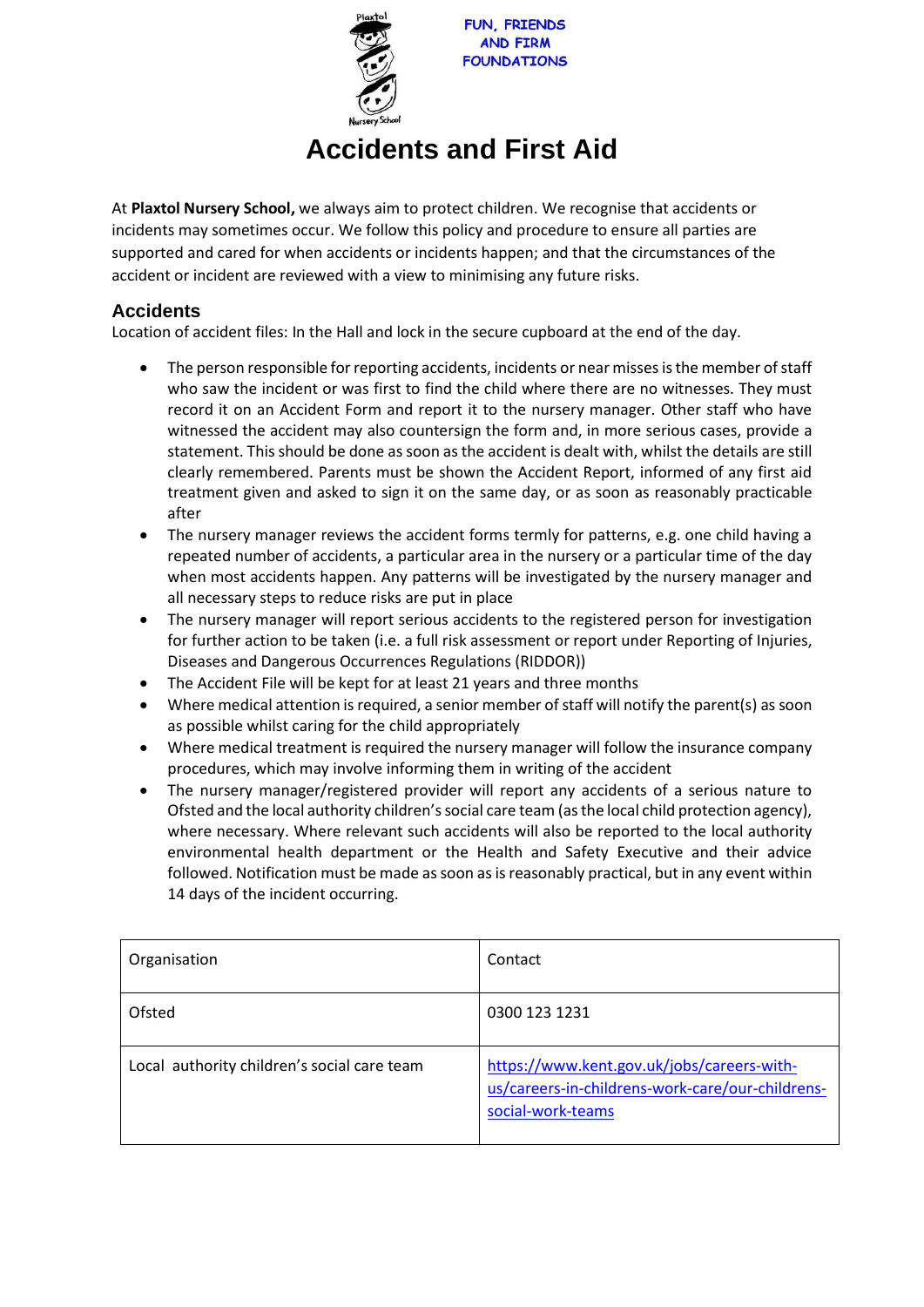FUN, FRIENDS AND FIRM FOUNDATIONS

# Accidents and First Aid

At **Plaxtol Nursery School,** we always aim to protect children. We recognise that accidents or incidents may sometimes occur. We follow this policy and procedure to ensure all parties are supported and cared for when accidents or incidents happen; and that the circumstances of the accident or incident are reviewed with a view to minimising any future risks.

## Accidents

Location of accident files: In the Hall and lock in the secure cupboard at the end of the day.

- The person responsible for reporting accidents, incidents or near misses is the member of staff who saw the incident or was first to find the child where there are no witnesses. They must record it on an Accident Form and report it to the nursery manager. Other staff who have witnessed the accident may also countersign the form and, in more serious cases, provide a statement. This should be done as soon as the accident is dealt with, whilst the details are still clearly remembered. Parents must be shown the Accident Report, informed of any first aid treatment given and asked to sign it on the same day, or as soon as reasonably practicable after
- The nursery manager reviews the accident forms termly for patterns, e.g. one child having a repeated number of accidents, a particular area in the nursery or a particular time of the day when most accidents happen. Any patterns will be investigated by the nursery manager and all necessary steps to reduce risks are put in place
- The nursery manager will report serious accidents to the registered person for investigation for further action to be taken (i.e. a full risk assessment or report under Reporting of Injuries, Diseases and Dangerous Occurrences Regulations (RIDDOR))
- The Accident File will be kept for at least 21 years and three months
- Where medical attention is required, a senior member of staff will notify the parent(s) as soon as possible whilst caring for the child appropriately
- Where medical treatment is required the nursery manager will follow the insurance company procedures, which may involve informing them in writing of the accident
- The nursery manager/registered provider will report any accidents of a serious nature to Ofsted and the local authority children's social care team (as the local child protection agency), where necessary. Where relevant such accidents will also be reported to the local authority environmental health department or the Health and Safety Executive and their advice followed. Notification must be made as soon as is reasonably practical, but in any event within 14 days of the incident occurring.

| Organisation | Contact |
|---|---|
| Ofsted | 0300 123 1231 |
| Local authority children's social care team | https://www.kent.gov.uk/jobs/careers-with-us/careers-in-childrens-work-care/our-childrens-social-work-teams |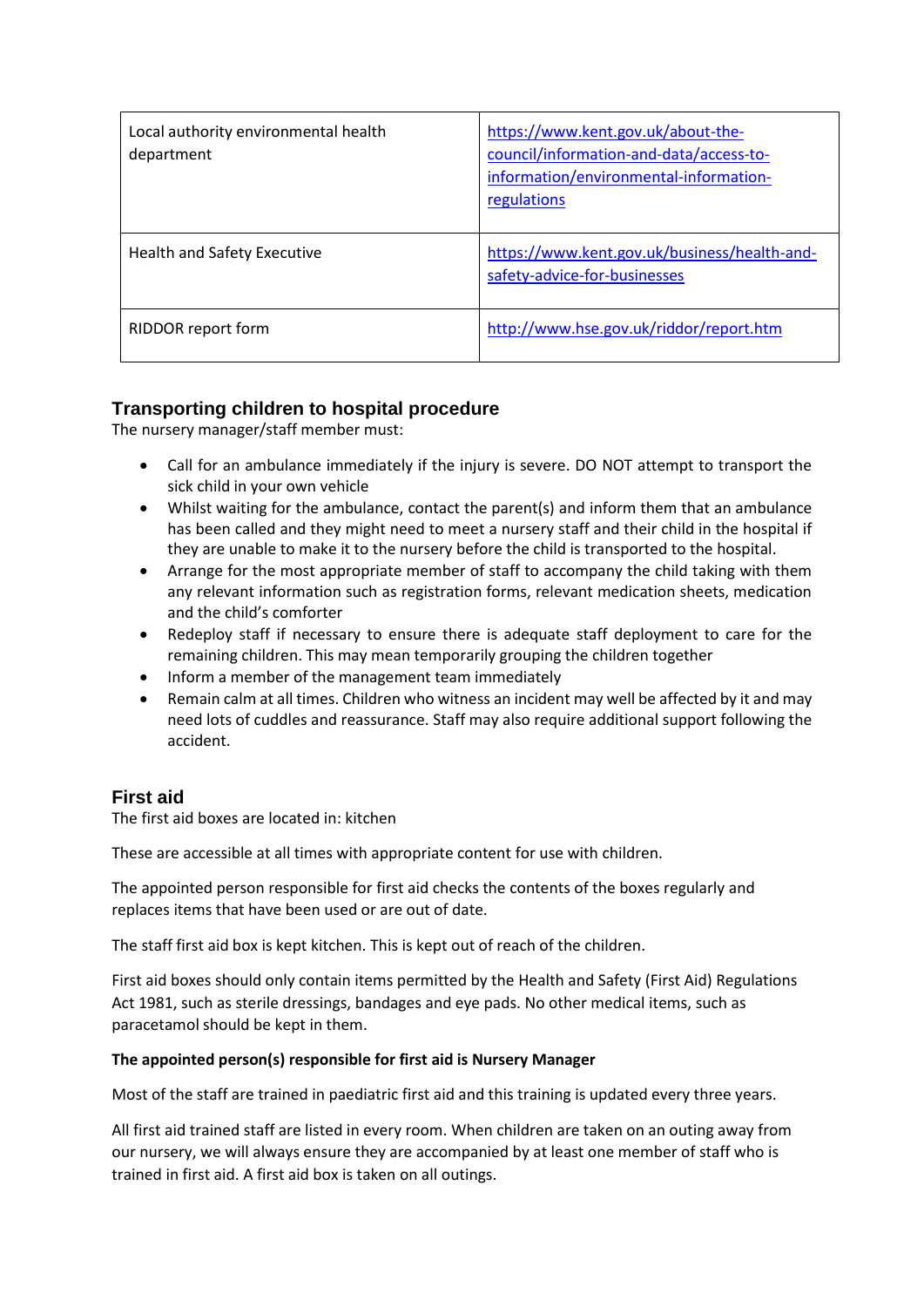| | |
|---|---|
| Local authority environmental health department | https://www.kent.gov.uk/about-the-council/information-and-data/access-to-information/environmental-information-regulations |
| Health and Safety Executive | https://www.kent.gov.uk/business/health-and-safety-advice-for-businesses |
| RIDDOR report form | http://www.hse.gov.uk/riddor/report.htm |

## Transporting children to hospital procedure

The nursery manager/staff member must:

- Call for an ambulance immediately if the injury is severe. DO NOT attempt to transport the sick child in your own vehicle
- Whilst waiting for the ambulance, contact the parent(s) and inform them that an ambulance has been called and they might need to meet a nursery staff and their child in the hospital if they are unable to make it to the nursery before the child is transported to the hospital.
- Arrange for the most appropriate member of staff to accompany the child taking with them any relevant information such as registration forms, relevant medication sheets, medication and the child's comforter
- Redeploy staff if necessary to ensure there is adequate staff deployment to care for the remaining children. This may mean temporarily grouping the children together
- Inform a member of the management team immediately
- Remain calm at all times. Children who witness an incident may well be affected by it and may need lots of cuddles and reassurance. Staff may also require additional support following the accident.

## First aid

The first aid boxes are located in: kitchen

These are accessible at all times with appropriate content for use with children.

The appointed person responsible for first aid checks the contents of the boxes regularly and replaces items that have been used or are out of date.

The staff first aid box is kept kitchen. This is kept out of reach of the children.

First aid boxes should only contain items permitted by the Health and Safety (First Aid) Regulations Act 1981, such as sterile dressings, bandages and eye pads. No other medical items, such as paracetamol should be kept in them.

**The appointed person(s) responsible for first aid is Nursery Manager**

Most of the staff are trained in paediatric first aid and this training is updated every three years.

All first aid trained staff are listed in every room. When children are taken on an outing away from our nursery, we will always ensure they are accompanied by at least one member of staff who is trained in first aid. A first aid box is taken on all outings.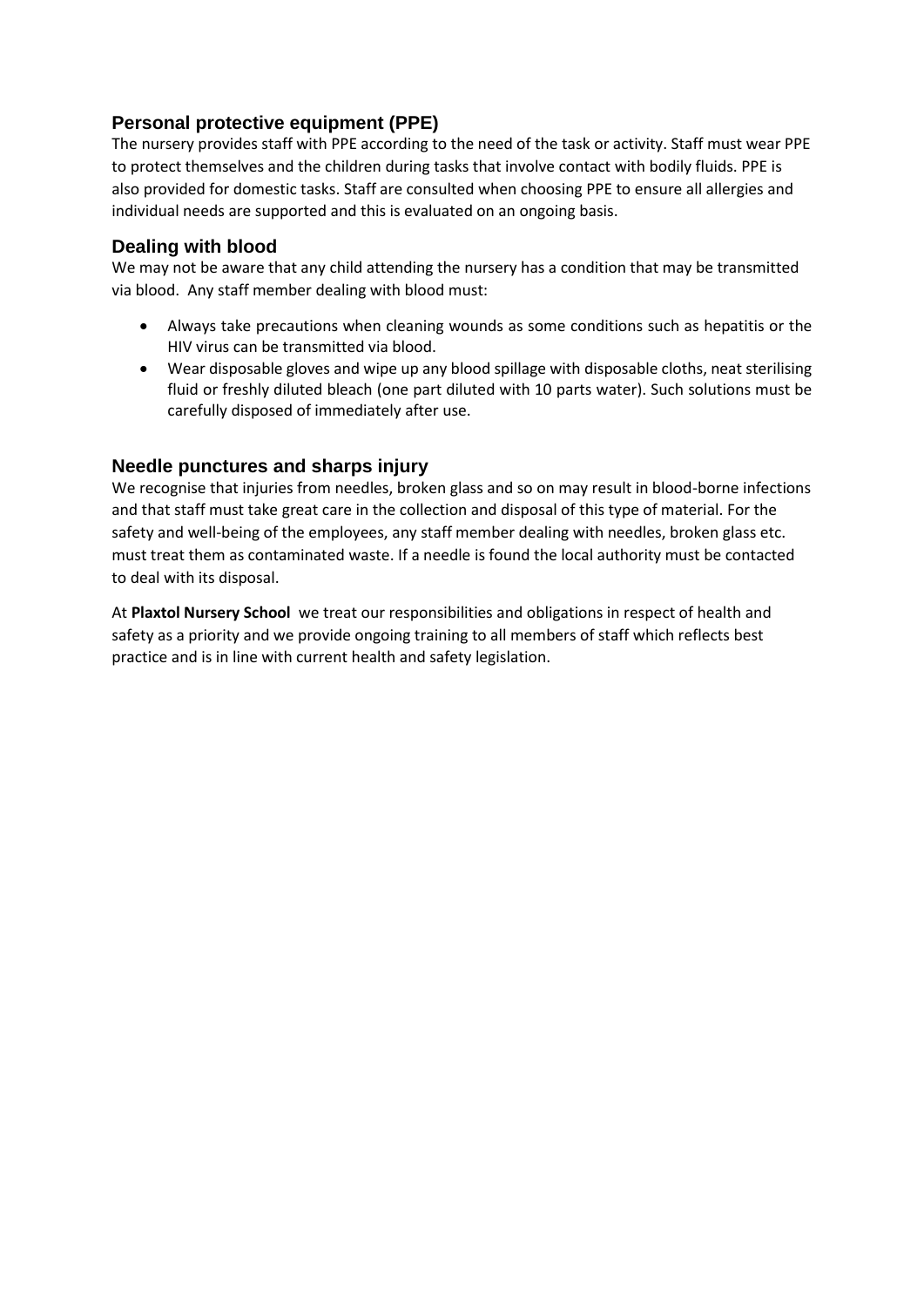## Personal protective equipment (PPE)

The nursery provides staff with PPE according to the need of the task or activity. Staff must wear PPE to protect themselves and the children during tasks that involve contact with bodily fluids. PPE is also provided for domestic tasks. Staff are consulted when choosing PPE to ensure all allergies and individual needs are supported and this is evaluated on an ongoing basis.

## Dealing with blood

We may not be aware that any child attending the nursery has a condition that may be transmitted via blood. Any staff member dealing with blood must:

- Always take precautions when cleaning wounds as some conditions such as hepatitis or the HIV virus can be transmitted via blood.
- Wear disposable gloves and wipe up any blood spillage with disposable cloths, neat sterilising fluid or freshly diluted bleach (one part diluted with 10 parts water). Such solutions must be carefully disposed of immediately after use.

## Needle punctures and sharps injury

We recognise that injuries from needles, broken glass and so on may result in blood-borne infections and that staff must take great care in the collection and disposal of this type of material. For the safety and well-being of the employees, any staff member dealing with needles, broken glass etc. must treat them as contaminated waste. If a needle is found the local authority must be contacted to deal with its disposal.

At **Plaxtol Nursery School** we treat our responsibilities and obligations in respect of health and safety as a priority and we provide ongoing training to all members of staff which reflects best practice and is in line with current health and safety legislation.